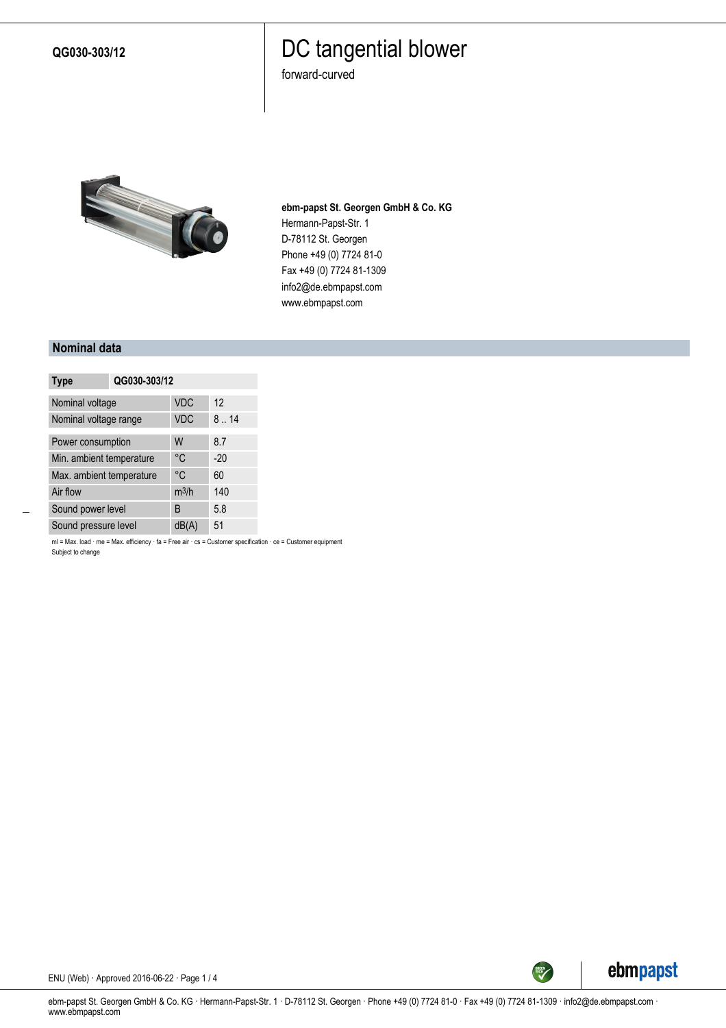QG030-303/12

# DC tangential blower

forward-curved

**ebm-papst St. Georgen GmbH & Co. KG**
Hermann-Papst-Str. 1
D-78112 St. Georgen
Phone +49 (0) 7724 81-0
Fax +49 (0) 7724 81-1309
info2@de.ebmpapst.com
www.ebmpapst.com

## Nominal data

| **Type** | **QG030-303/12** | |
|---|---|---|
| Nominal voltage | VDC | 12 |
| Nominal voltage range | VDC | 8 .. 14 |
| Power consumption | W | 8.7 |
| Min. ambient temperature | °C | -20 |
| Max. ambient temperature | °C | 60 |
| Air flow | $m^3/h$ | 140 |
| Sound power level | B | 5.8 |
| Sound pressure level | dB(A) | 51 |

ml = Max. load · me = Max. efficiency · fa = Free air · cs = Customer specification · ce = Customer equipment
Subject to change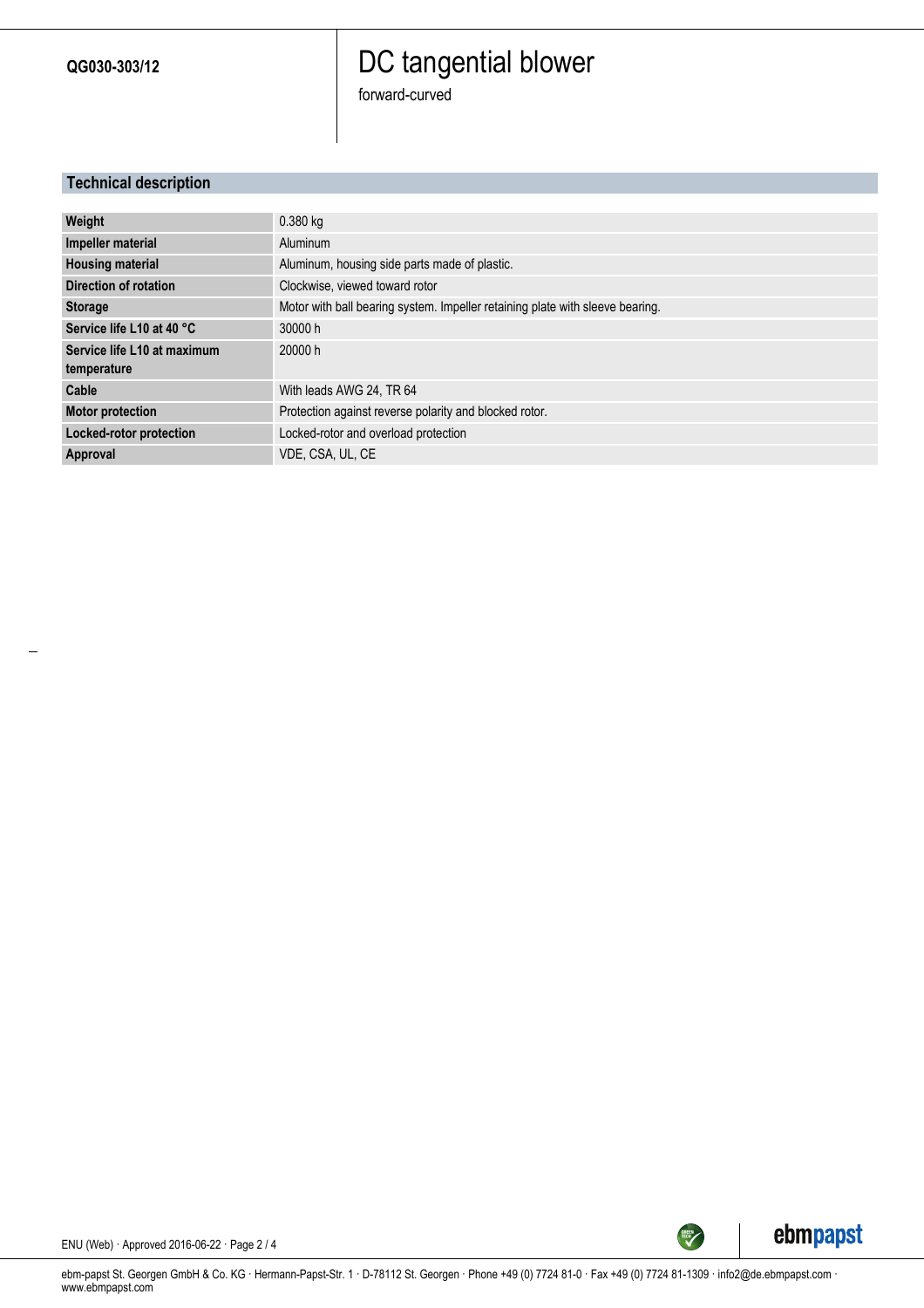**QG030-303/12**

# DC tangential blower

forward-curved

## Technical description

| | |
|---|---|
| **Weight** | 0.380 kg |
| **Impeller material** | Aluminum |
| **Housing material** | Aluminum, housing side parts made of plastic. |
| **Direction of rotation** | Clockwise, viewed toward rotor |
| **Storage** | Motor with ball bearing system. Impeller retaining plate with sleeve bearing. |
| **Service life L10 at 40 °C** | 30000 h |
| **Service life L10 at maximum temperature** | 20000 h |
| **Cable** | With leads AWG 24, TR 64 |
| **Motor protection** | Protection against reverse polarity and blocked rotor. |
| **Locked-rotor protection** | Locked-rotor and overload protection |
| **Approval** | VDE, CSA, UL, CE |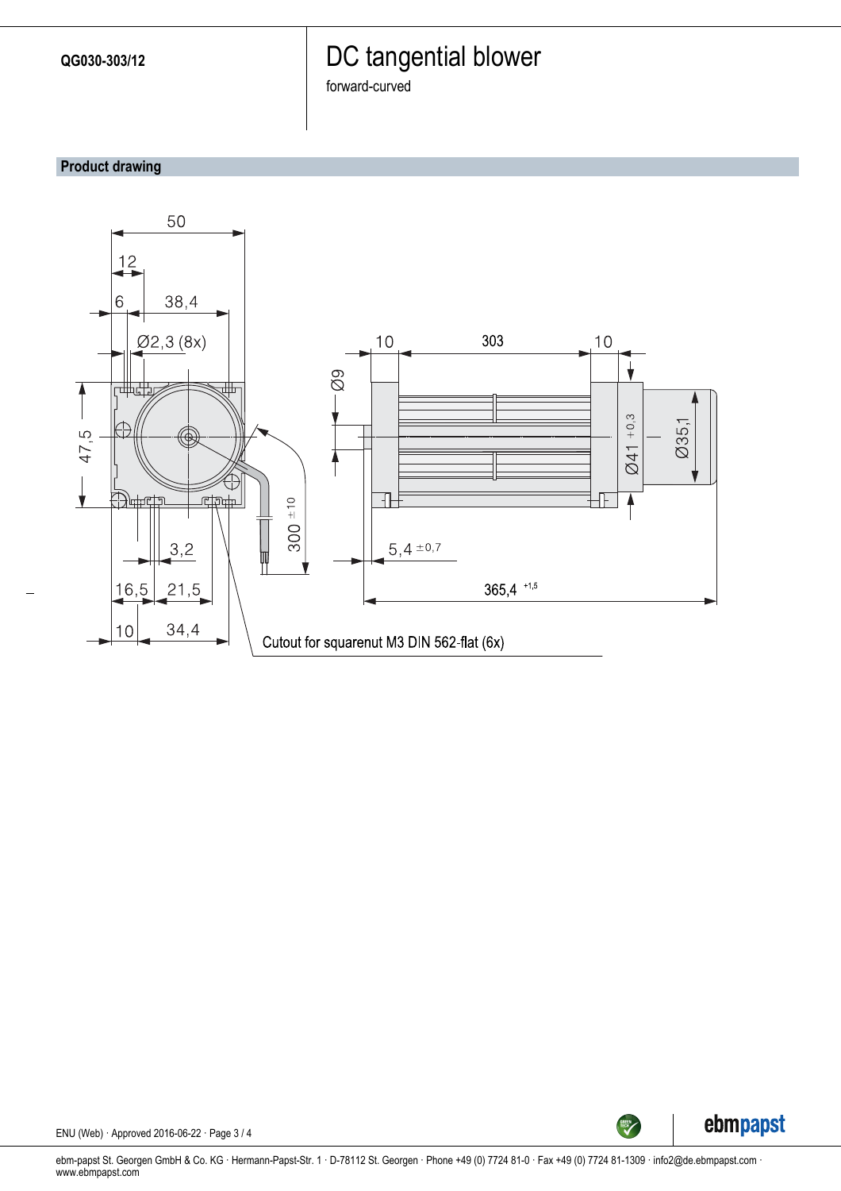QG030-303/12

# DC tangential blower

forward-curved

## Product drawing

50

12

6 38,4

Ø2,3 (8x)

47,5

3,2

16,5 21,5

10 34,4

300 ±10

Cutout for squarenut M3 DIN 562-flat (6x)

10 303 10

Ø9

Ø41 +0,3

Ø35,1

5,4 ±0,7

365,4 +1,5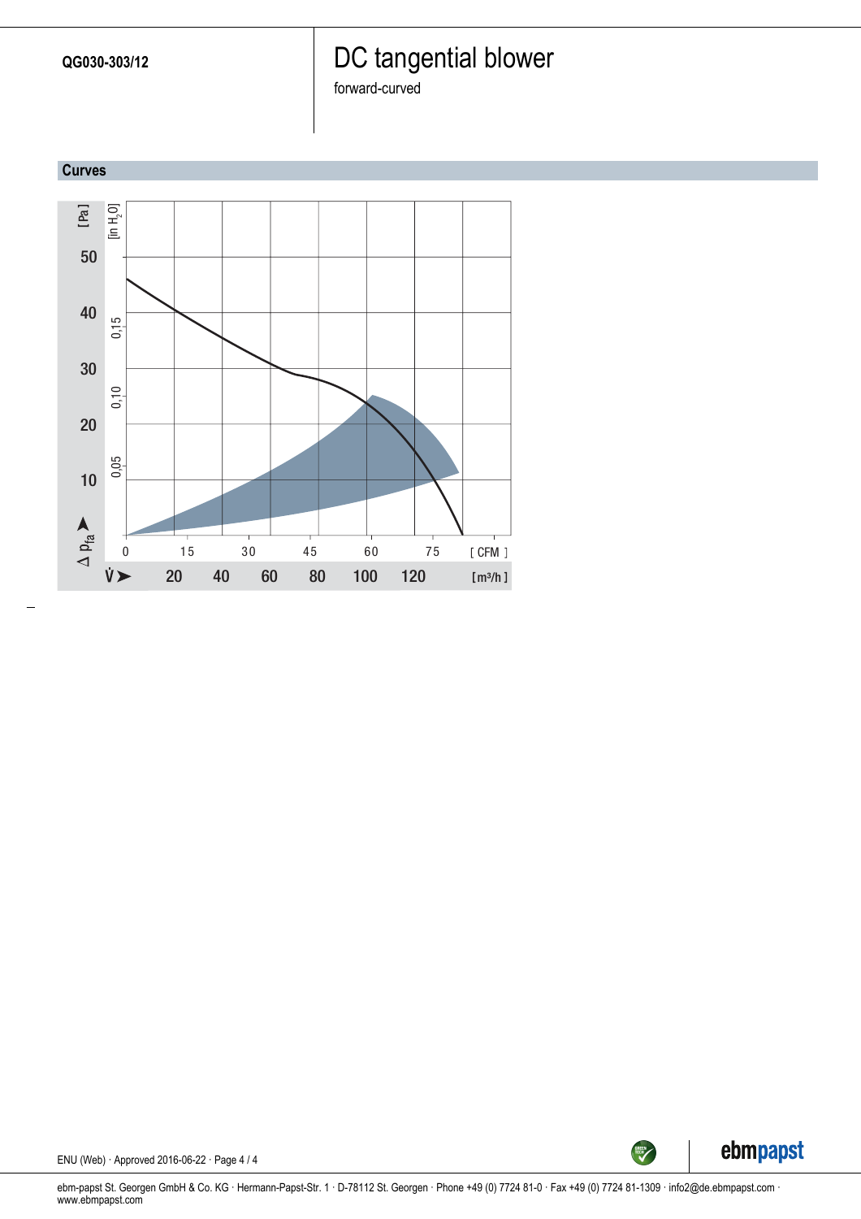QG030-303/12

# DC tangential blower

forward-curved

## Curves

[Pa]
[in H2O]
50
40
0,15
30
0,10
20
0,05
10
Δ pfa

0
15
30
45
60
75
[ CFM ]

V̇
20
40
60
80
100
120
[m³/h]

ENU (Web) · Approved 2016-06-22